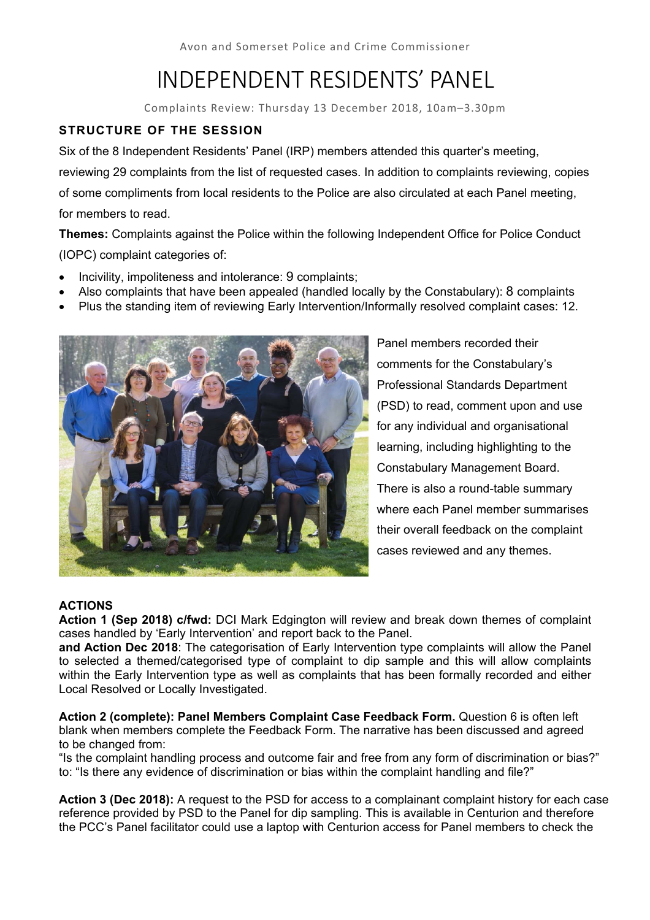Avon and Somerset Police and Crime Commissioner

# INDEPENDENT RESIDENTS' PANEL

Complaints Review: Thursday 13 December 2018, 10am–3.30pm

### STRUCTURE OF THE SESSION

Six of the 8 Independent Residents' Panel (IRP) members attended this quarter's meeting, reviewing 29 complaints from the list of requested cases. In addition to complaints reviewing, copies of some compliments from local residents to the Police are also circulated at each Panel meeting, for members to read.

**Themes:** Complaints against the Police within the following Independent Office for Police Conduct (IOPC) complaint categories of:

- Incivility, impoliteness and intolerance: 9 complaints;
- Also complaints that have been appealed (handled locally by the Constabulary): 8 complaints
- Plus the standing item of reviewing Early Intervention/Informally resolved complaint cases: 12.

Panel members recorded their comments for the Constabulary's Professional Standards Department (PSD) to read, comment upon and use for any individual and organisational learning, including highlighting to the Constabulary Management Board. There is also a round-table summary where each Panel member summarises their overall feedback on the complaint cases reviewed and any themes.

### ACTIONS

**Action 1 (Sep 2018) c/fwd:** DCI Mark Edgington will review and break down themes of complaint cases handled by 'Early Intervention' and report back to the Panel.
**and Action Dec 2018**: The categorisation of Early Intervention type complaints will allow the Panel to selected a themed/categorised type of complaint to dip sample and this will allow complaints within the Early Intervention type as well as complaints that has been formally recorded and either Local Resolved or Locally Investigated.

**Action 2 (complete): Panel Members Complaint Case Feedback Form.** Question 6 is often left blank when members complete the Feedback Form. The narrative has been discussed and agreed to be changed from:
"Is the complaint handling process and outcome fair and free from any form of discrimination or bias?"
to: "Is there any evidence of discrimination or bias within the complaint handling and file?"

**Action 3 (Dec 2018):** A request to the PSD for access to a complainant complaint history for each case reference provided by PSD to the Panel for dip sampling. This is available in Centurion and therefore the PCC's Panel facilitator could use a laptop with Centurion access for Panel members to check the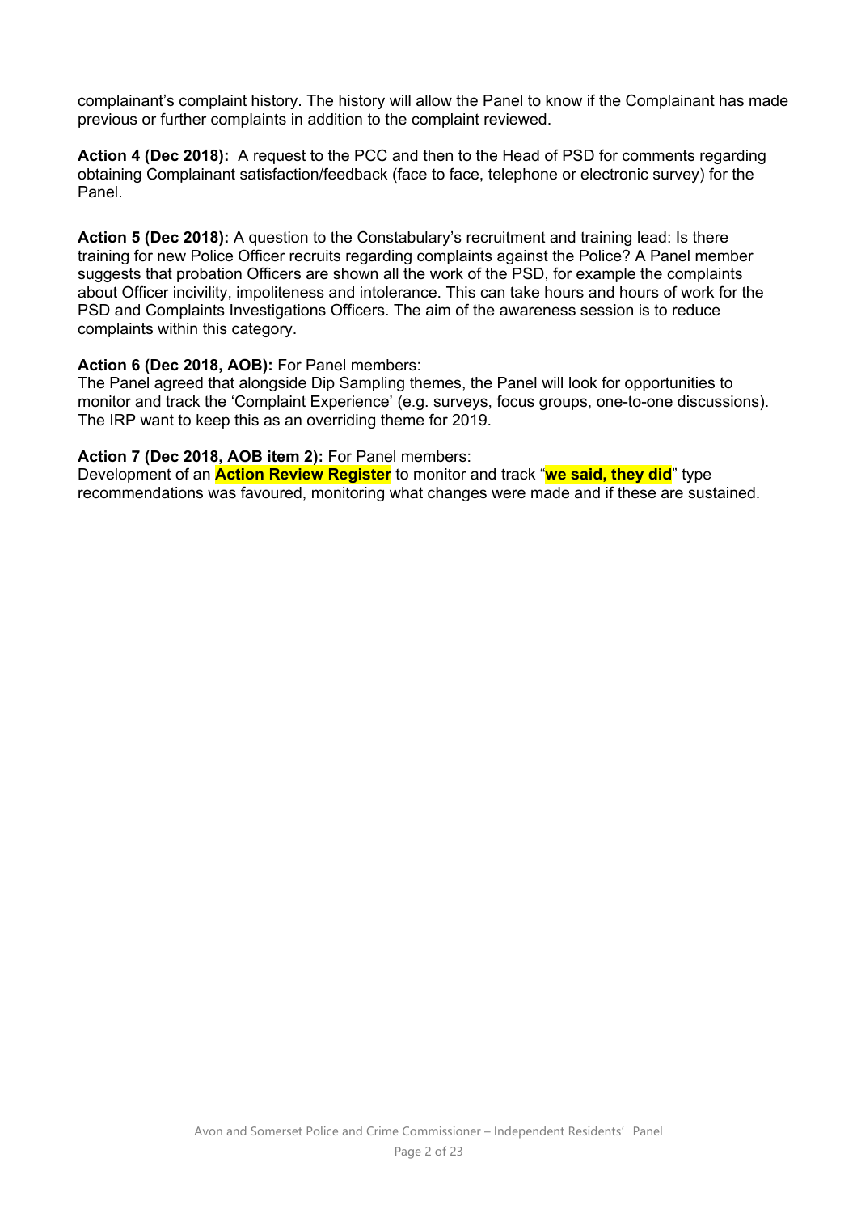complainant's complaint history. The history will allow the Panel to know if the Complainant has made previous or further complaints in addition to the complaint reviewed.

**Action 4 (Dec 2018):** A request to the PCC and then to the Head of PSD for comments regarding obtaining Complainant satisfaction/feedback (face to face, telephone or electronic survey) for the Panel.

**Action 5 (Dec 2018):** A question to the Constabulary's recruitment and training lead: Is there training for new Police Officer recruits regarding complaints against the Police? A Panel member suggests that probation Officers are shown all the work of the PSD, for example the complaints about Officer incivility, impoliteness and intolerance. This can take hours and hours of work for the PSD and Complaints Investigations Officers. The aim of the awareness session is to reduce complaints within this category.

**Action 6 (Dec 2018, AOB):** For Panel members:
The Panel agreed that alongside Dip Sampling themes, the Panel will look for opportunities to monitor and track the 'Complaint Experience' (e.g. surveys, focus groups, one-to-one discussions). The IRP want to keep this as an overriding theme for 2019.

**Action 7 (Dec 2018, AOB item 2):** For Panel members:
Development of an **Action Review Register** to monitor and track "**we said, they did**" type recommendations was favoured, monitoring what changes were made and if these are sustained.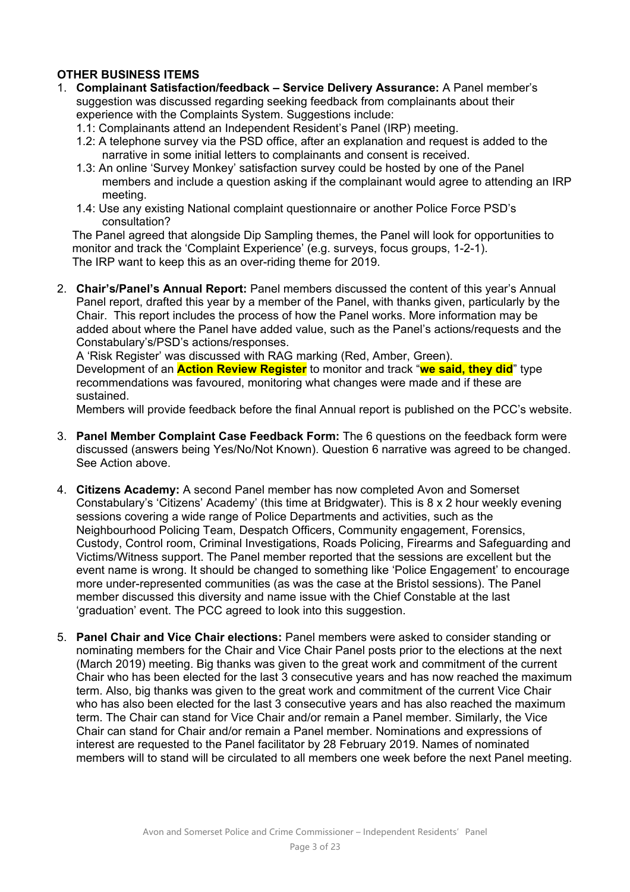**OTHER BUSINESS ITEMS**

1. **Complainant Satisfaction/feedback – Service Delivery Assurance:** A Panel member's suggestion was discussed regarding seeking feedback from complainants about their experience with the Complaints System. Suggestions include:
   1.1: Complainants attend an Independent Resident's Panel (IRP) meeting.
   1.2: A telephone survey via the PSD office, after an explanation and request is added to the narrative in some initial letters to complainants and consent is received.
   1.3: An online 'Survey Monkey' satisfaction survey could be hosted by one of the Panel members and include a question asking if the complainant would agree to attending an IRP meeting.
   1.4: Use any existing National complaint questionnaire or another Police Force PSD's consultation?

   The Panel agreed that alongside Dip Sampling themes, the Panel will look for opportunities to monitor and track the 'Complaint Experience' (e.g. surveys, focus groups, 1-2-1).
   The IRP want to keep this as an over-riding theme for 2019.

2. **Chair's/Panel's Annual Report:** Panel members discussed the content of this year's Annual Panel report, drafted this year by a member of the Panel, with thanks given, particularly by the Chair. This report includes the process of how the Panel works. More information may be added about where the Panel have added value, such as the Panel's actions/requests and the Constabulary's/PSD's actions/responses.
   A 'Risk Register' was discussed with RAG marking (Red, Amber, Green).
   Development of an **Action Review Register** to monitor and track "**we said, they did**" type recommendations was favoured, monitoring what changes were made and if these are sustained.
   Members will provide feedback before the final Annual report is published on the PCC's website.

3. **Panel Member Complaint Case Feedback Form:** The 6 questions on the feedback form were discussed (answers being Yes/No/Not Known). Question 6 narrative was agreed to be changed. See Action above.

4. **Citizens Academy:** A second Panel member has now completed Avon and Somerset Constabulary's 'Citizens' Academy' (this time at Bridgwater). This is 8 x 2 hour weekly evening sessions covering a wide range of Police Departments and activities, such as the Neighbourhood Policing Team, Despatch Officers, Community engagement, Forensics, Custody, Control room, Criminal Investigations, Roads Policing, Firearms and Safeguarding and Victims/Witness support. The Panel member reported that the sessions are excellent but the event name is wrong. It should be changed to something like 'Police Engagement' to encourage more under-represented communities (as was the case at the Bristol sessions). The Panel member discussed this diversity and name issue with the Chief Constable at the last 'graduation' event. The PCC agreed to look into this suggestion.

5. **Panel Chair and Vice Chair elections:** Panel members were asked to consider standing or nominating members for the Chair and Vice Chair Panel posts prior to the elections at the next (March 2019) meeting. Big thanks was given to the great work and commitment of the current Chair who has been elected for the last 3 consecutive years and has now reached the maximum term. Also, big thanks was given to the great work and commitment of the current Vice Chair who has also been elected for the last 3 consecutive years and has also reached the maximum term. The Chair can stand for Vice Chair and/or remain a Panel member. Similarly, the Vice Chair can stand for Chair and/or remain a Panel member. Nominations and expressions of interest are requested to the Panel facilitator by 28 February 2019. Names of nominated members will to stand will be circulated to all members one week before the next Panel meeting.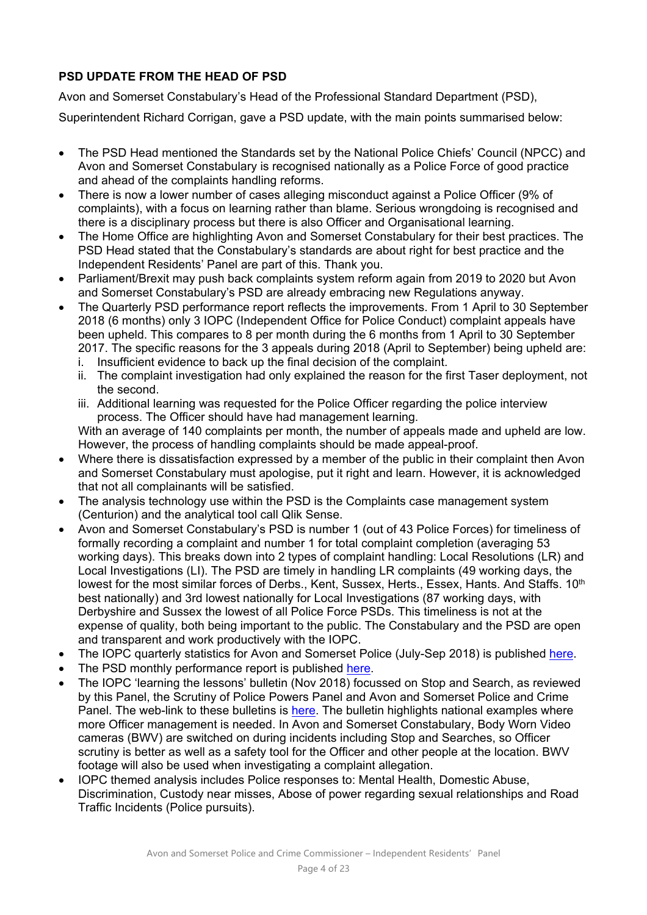**PSD UPDATE FROM THE HEAD OF PSD**

Avon and Somerset Constabulary's Head of the Professional Standard Department (PSD),

Superintendent Richard Corrigan, gave a PSD update, with the main points summarised below:

- The PSD Head mentioned the Standards set by the National Police Chiefs' Council (NPCC) and Avon and Somerset Constabulary is recognised nationally as a Police Force of good practice and ahead of the complaints handling reforms.
- There is now a lower number of cases alleging misconduct against a Police Officer (9% of complaints), with a focus on learning rather than blame. Serious wrongdoing is recognised and there is a disciplinary process but there is also Officer and Organisational learning.
- The Home Office are highlighting Avon and Somerset Constabulary for their best practices. The PSD Head stated that the Constabulary's standards are about right for best practice and the Independent Residents' Panel are part of this. Thank you.
- Parliament/Brexit may push back complaints system reform again from 2019 to 2020 but Avon and Somerset Constabulary's PSD are already embracing new Regulations anyway.
- The Quarterly PSD performance report reflects the improvements. From 1 April to 30 September 2018 (6 months) only 3 IOPC (Independent Office for Police Conduct) complaint appeals have been upheld. This compares to 8 per month during the 6 months from 1 April to 30 September 2017. The specific reasons for the 3 appeals during 2018 (April to September) being upheld are:
  i. Insufficient evidence to back up the final decision of the complaint.
  ii. The complaint investigation had only explained the reason for the first Taser deployment, not the second.
  iii. Additional learning was requested for the Police Officer regarding the police interview process. The Officer should have had management learning.

  With an average of 140 complaints per month, the number of appeals made and upheld are low. However, the process of handling complaints should be made appeal-proof.
- Where there is dissatisfaction expressed by a member of the public in their complaint then Avon and Somerset Constabulary must apologise, put it right and learn. However, it is acknowledged that not all complainants will be satisfied.
- The analysis technology use within the PSD is the Complaints case management system (Centurion) and the analytical tool call Qlik Sense.
- Avon and Somerset Constabulary's PSD is number 1 (out of 43 Police Forces) for timeliness of formally recording a complaint and number 1 for total complaint completion (averaging 53 working days). This breaks down into 2 types of complaint handling: Local Resolutions (LR) and Local Investigations (LI). The PSD are timely in handling LR complaints (49 working days, the lowest for the most similar forces of Derbs., Kent, Sussex, Herts., Essex, Hants. And Staffs. 10th best nationally) and 3rd lowest nationally for Local Investigations (87 working days, with Derbyshire and Sussex the lowest of all Police Force PSDs. This timeliness is not at the expense of quality, both being important to the public. The Constabulary and the PSD are open and transparent and work productively with the IOPC.
- The IOPC quarterly statistics for Avon and Somerset Police (July-Sep 2018) is published here.
- The PSD monthly performance report is published here.
- The IOPC 'learning the lessons' bulletin (Nov 2018) focussed on Stop and Search, as reviewed by this Panel, the Scrutiny of Police Powers Panel and Avon and Somerset Police and Crime Panel. The web-link to these bulletins is here. The bulletin highlights national examples where more Officer management is needed. In Avon and Somerset Constabulary, Body Worn Video cameras (BWV) are switched on during incidents including Stop and Searches, so Officer scrutiny is better as well as a safety tool for the Officer and other people at the location. BWV footage will also be used when investigating a complaint allegation.
- IOPC themed analysis includes Police responses to: Mental Health, Domestic Abuse, Discrimination, Custody near misses, Abose of power regarding sexual relationships and Road Traffic Incidents (Police pursuits).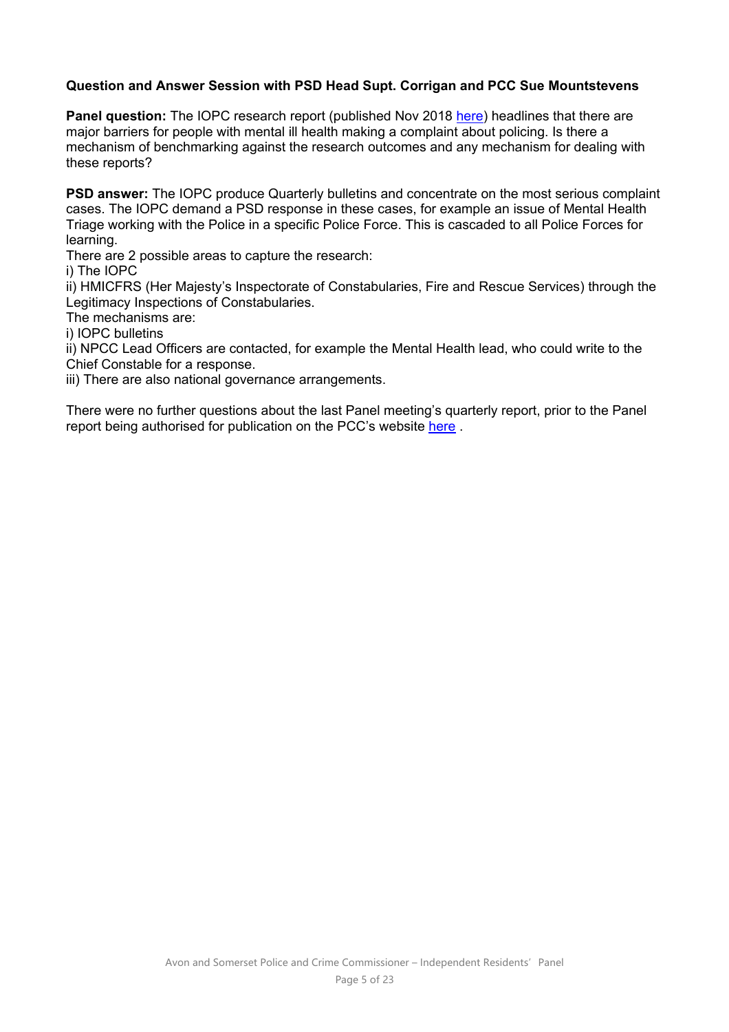**Question and Answer Session with PSD Head Supt. Corrigan and PCC Sue Mountstevens**

**Panel question:** The IOPC research report (published Nov 2018 here) headlines that there are major barriers for people with mental ill health making a complaint about policing. Is there a mechanism of benchmarking against the research outcomes and any mechanism for dealing with these reports?

**PSD answer:** The IOPC produce Quarterly bulletins and concentrate on the most serious complaint cases. The IOPC demand a PSD response in these cases, for example an issue of Mental Health Triage working with the Police in a specific Police Force. This is cascaded to all Police Forces for learning.
There are 2 possible areas to capture the research:
i) The IOPC
ii) HMICFRS (Her Majesty's Inspectorate of Constabularies, Fire and Rescue Services) through the Legitimacy Inspections of Constabularies.
The mechanisms are:
i) IOPC bulletins
ii) NPCC Lead Officers are contacted, for example the Mental Health lead, who could write to the Chief Constable for a response.
iii) There are also national governance arrangements.

There were no further questions about the last Panel meeting's quarterly report, prior to the Panel report being authorised for publication on the PCC's website here .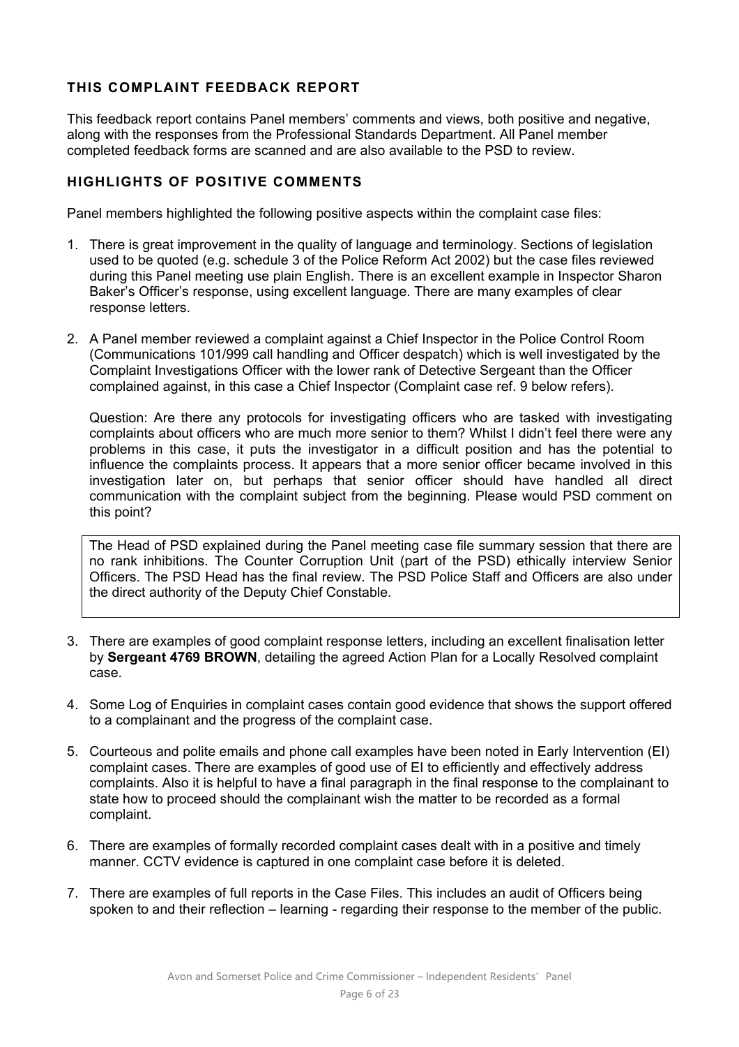## THIS COMPLAINT FEEDBACK REPORT

This feedback report contains Panel members' comments and views, both positive and negative, along with the responses from the Professional Standards Department. All Panel member completed feedback forms are scanned and are also available to the PSD to review.

## HIGHLIGHTS OF POSITIVE COMMENTS

Panel members highlighted the following positive aspects within the complaint case files:

1. There is great improvement in the quality of language and terminology. Sections of legislation used to be quoted (e.g. schedule 3 of the Police Reform Act 2002) but the case files reviewed during this Panel meeting use plain English. There is an excellent example in Inspector Sharon Baker's Officer's response, using excellent language. There are many examples of clear response letters.

2. A Panel member reviewed a complaint against a Chief Inspector in the Police Control Room (Communications 101/999 call handling and Officer despatch) which is well investigated by the Complaint Investigations Officer with the lower rank of Detective Sergeant than the Officer complained against, in this case a Chief Inspector (Complaint case ref. 9 below refers).

   Question: Are there any protocols for investigating officers who are tasked with investigating complaints about officers who are much more senior to them? Whilst I didn't feel there were any problems in this case, it puts the investigator in a difficult position and has the potential to influence the complaints process. It appears that a more senior officer became involved in this investigation later on, but perhaps that senior officer should have handled all direct communication with the complaint subject from the beginning. Please would PSD comment on this point?

   > The Head of PSD explained during the Panel meeting case file summary session that there are no rank inhibitions. The Counter Corruption Unit (part of the PSD) ethically interview Senior Officers. The PSD Head has the final review. The PSD Police Staff and Officers are also under the direct authority of the Deputy Chief Constable.

3. There are examples of good complaint response letters, including an excellent finalisation letter by **Sergeant 4769 BROWN**, detailing the agreed Action Plan for a Locally Resolved complaint case.

4. Some Log of Enquiries in complaint cases contain good evidence that shows the support offered to a complainant and the progress of the complaint case.

5. Courteous and polite emails and phone call examples have been noted in Early Intervention (EI) complaint cases. There are examples of good use of EI to efficiently and effectively address complaints. Also it is helpful to have a final paragraph in the final response to the complainant to state how to proceed should the complainant wish the matter to be recorded as a formal complaint.

6. There are examples of formally recorded complaint cases dealt with in a positive and timely manner. CCTV evidence is captured in one complaint case before it is deleted.

7. There are examples of full reports in the Case Files. This includes an audit of Officers being spoken to and their reflection – learning - regarding their response to the member of the public.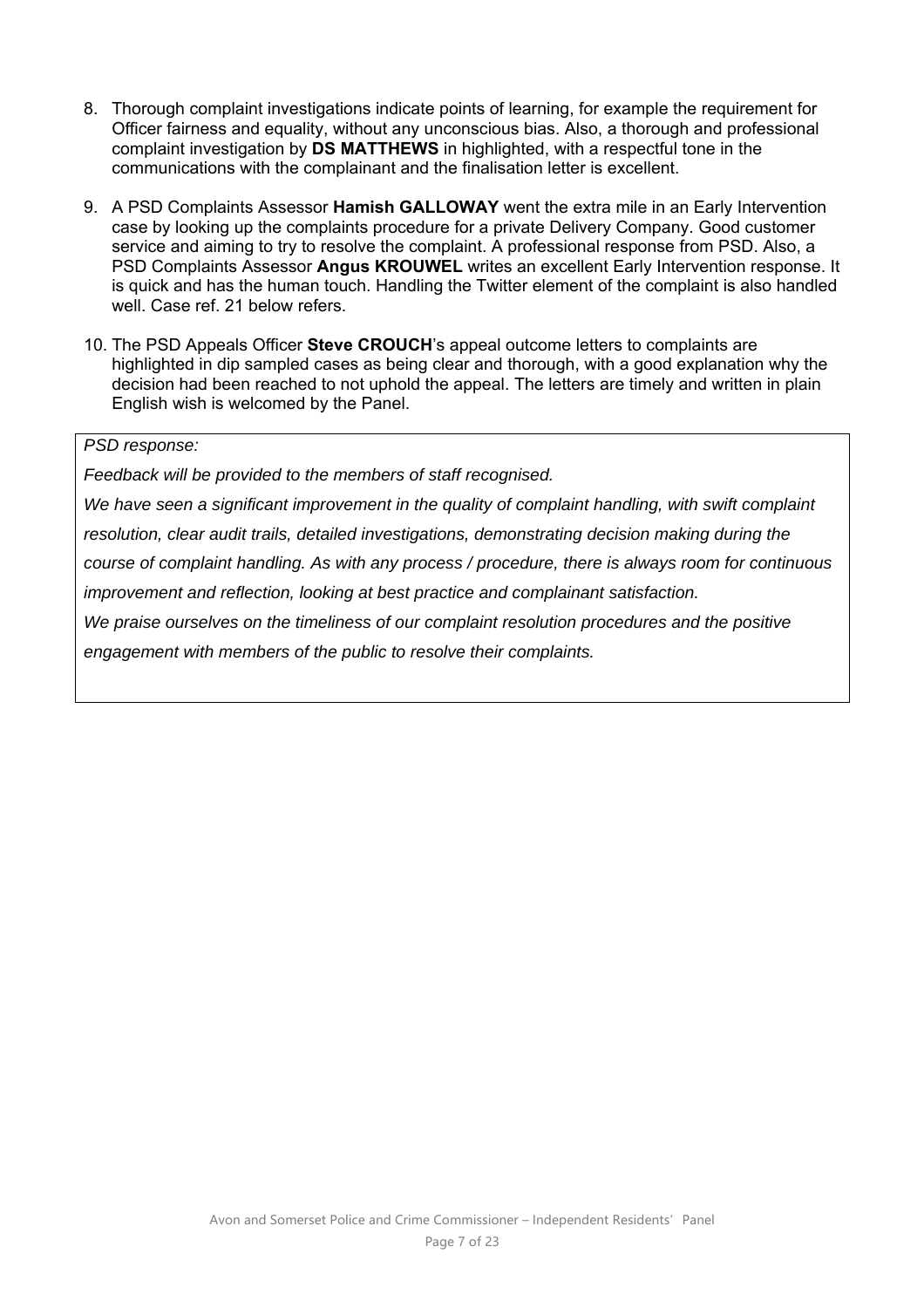8. Thorough complaint investigations indicate points of learning, for example the requirement for Officer fairness and equality, without any unconscious bias. Also, a thorough and professional complaint investigation by **DS MATTHEWS** in highlighted, with a respectful tone in the communications with the complainant and the finalisation letter is excellent.

9. A PSD Complaints Assessor **Hamish GALLOWAY** went the extra mile in an Early Intervention case by looking up the complaints procedure for a private Delivery Company. Good customer service and aiming to try to resolve the complaint. A professional response from PSD. Also, a PSD Complaints Assessor **Angus KROUWEL** writes an excellent Early Intervention response. It is quick and has the human touch. Handling the Twitter element of the complaint is also handled well. Case ref. 21 below refers.

10. The PSD Appeals Officer **Steve CROUCH**'s appeal outcome letters to complaints are highlighted in dip sampled cases as being clear and thorough, with a good explanation why the decision had been reached to not uphold the appeal. The letters are timely and written in plain English wish is welcomed by the Panel.

| *PSD response:*<br><br>*Feedback will be provided to the members of staff recognised.*<br><br>*We have seen a significant improvement in the quality of complaint handling, with swift complaint resolution, clear audit trails, detailed investigations, demonstrating decision making during the course of complaint handling. As with any process / procedure, there is always room for continuous improvement and reflection, looking at best practice and complainant satisfaction.*<br><br>*We praise ourselves on the timeliness of our complaint resolution procedures and the positive engagement with members of the public to resolve their complaints.* |
|---|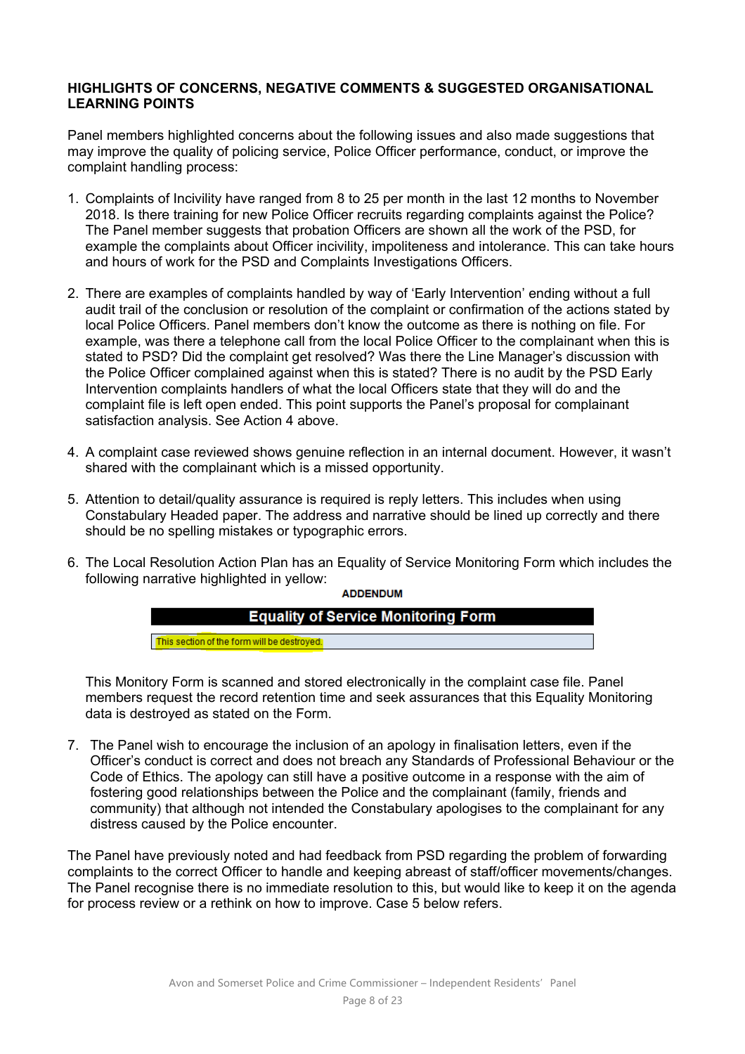**HIGHLIGHTS OF CONCERNS, NEGATIVE COMMENTS & SUGGESTED ORGANISATIONAL LEARNING POINTS**

Panel members highlighted concerns about the following issues and also made suggestions that may improve the quality of policing service, Police Officer performance, conduct, or improve the complaint handling process:

1. Complaints of Incivility have ranged from 8 to 25 per month in the last 12 months to November 2018. Is there training for new Police Officer recruits regarding complaints against the Police? The Panel member suggests that probation Officers are shown all the work of the PSD, for example the complaints about Officer incivility, impoliteness and intolerance. This can take hours and hours of work for the PSD and Complaints Investigations Officers.

2. There are examples of complaints handled by way of 'Early Intervention' ending without a full audit trail of the conclusion or resolution of the complaint or confirmation of the actions stated by local Police Officers. Panel members don't know the outcome as there is nothing on file. For example, was there a telephone call from the local Police Officer to the complainant when this is stated to PSD? Did the complaint get resolved? Was there the Line Manager's discussion with the Police Officer complained against when this is stated? There is no audit by the PSD Early Intervention complaints handlers of what the local Officers state that they will do and the complaint file is left open ended. This point supports the Panel's proposal for complainant satisfaction analysis. See Action 4 above.

4. A complaint case reviewed shows genuine reflection in an internal document. However, it wasn't shared with the complainant which is a missed opportunity.

5. Attention to detail/quality assurance is required is reply letters. This includes when using Constabulary Headed paper. The address and narrative should be lined up correctly and there should be no spelling mistakes or typographic errors.

6. The Local Resolution Action Plan has an Equality of Service Monitoring Form which includes the following narrative highlighted in yellow:

   **ADDENDUM**

   | Equality of Service Monitoring Form |
   | --- |
   | This section of the form will be destroyed. |

   This Monitory Form is scanned and stored electronically in the complaint case file. Panel members request the record retention time and seek assurances that this Equality Monitoring data is destroyed as stated on the Form.

7. The Panel wish to encourage the inclusion of an apology in finalisation letters, even if the Officer's conduct is correct and does not breach any Standards of Professional Behaviour or the Code of Ethics. The apology can still have a positive outcome in a response with the aim of fostering good relationships between the Police and the complainant (family, friends and community) that although not intended the Constabulary apologises to the complainant for any distress caused by the Police encounter.

The Panel have previously noted and had feedback from PSD regarding the problem of forwarding complaints to the correct Officer to handle and keeping abreast of staff/officer movements/changes. The Panel recognise there is no immediate resolution to this, but would like to keep it on the agenda for process review or a rethink on how to improve. Case 5 below refers.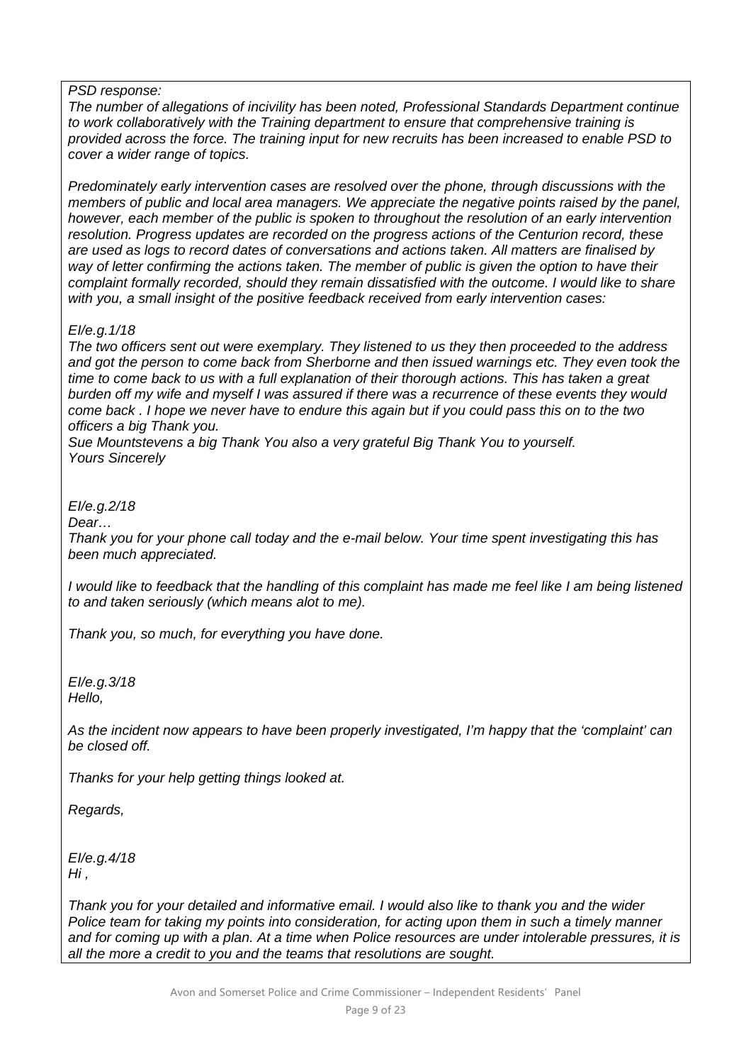*PSD response:*

*The number of allegations of incivility has been noted, Professional Standards Department continue to work collaboratively with the Training department to ensure that comprehensive training is provided across the force. The training input for new recruits has been increased to enable PSD to cover a wider range of topics.*

*Predominately early intervention cases are resolved over the phone, through discussions with the members of public and local area managers. We appreciate the negative points raised by the panel, however, each member of the public is spoken to throughout the resolution of an early intervention resolution. Progress updates are recorded on the progress actions of the Centurion record, these are used as logs to record dates of conversations and actions taken. All matters are finalised by way of letter confirming the actions taken. The member of public is given the option to have their complaint formally recorded, should they remain dissatisfied with the outcome. I would like to share with you, a small insight of the positive feedback received from early intervention cases:*

*EI/e.g.1/18*

*The two officers sent out were exemplary. They listened to us they then proceeded to the address and got the person to come back from Sherborne and then issued warnings etc. They even took the time to come back to us with a full explanation of their thorough actions. This has taken a great burden off my wife and myself I was assured if there was a recurrence of these events they would come back . I hope we never have to endure this again but if you could pass this on to the two officers a big Thank you.*

*Sue Mountstevens a big Thank You also a very grateful Big Thank You to yourself.*

*Yours Sincerely*

*EI/e.g.2/18*

*Dear…*

*Thank you for your phone call today and the e-mail below. Your time spent investigating this has been much appreciated.*

*I would like to feedback that the handling of this complaint has made me feel like I am being listened to and taken seriously (which means alot to me).*

*Thank you, so much, for everything you have done.*

*EI/e.g.3/18*

*Hello,*

*As the incident now appears to have been properly investigated, I'm happy that the 'complaint' can be closed off.*

*Thanks for your help getting things looked at.*

*Regards,*

*EI/e.g.4/18*

*Hi ,*

*Thank you for your detailed and informative email. I would also like to thank you and the wider Police team for taking my points into consideration, for acting upon them in such a timely manner and for coming up with a plan. At a time when Police resources are under intolerable pressures, it is all the more a credit to you and the teams that resolutions are sought.*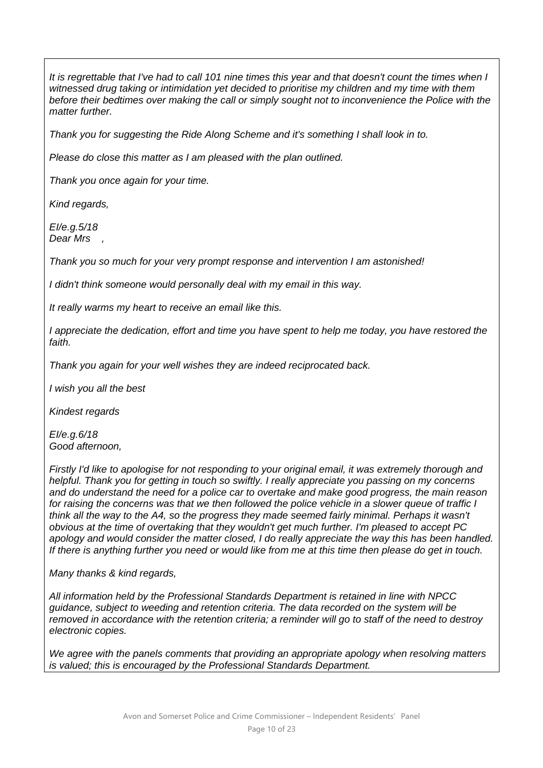*It is regrettable that I've had to call 101 nine times this year and that doesn't count the times when I witnessed drug taking or intimidation yet decided to prioritise my children and my time with them before their bedtimes over making the call or simply sought not to inconvenience the Police with the matter further.*

*Thank you for suggesting the Ride Along Scheme and it's something I shall look in to.*

*Please do close this matter as I am pleased with the plan outlined.*

*Thank you once again for your time.*

*Kind regards,*

*EI/e.g.5/18*
*Dear Mrs ,*

*Thank you so much for your very prompt response and intervention I am astonished!*

*I didn't think someone would personally deal with my email in this way.*

*It really warms my heart to receive an email like this.*

*I appreciate the dedication, effort and time you have spent to help me today, you have restored the faith.*

*Thank you again for your well wishes they are indeed reciprocated back.*

*I wish you all the best*

*Kindest regards*

*EI/e.g.6/18*
*Good afternoon,*

*Firstly I'd like to apologise for not responding to your original email, it was extremely thorough and helpful. Thank you for getting in touch so swiftly. I really appreciate you passing on my concerns and do understand the need for a police car to overtake and make good progress, the main reason for raising the concerns was that we then followed the police vehicle in a slower queue of traffic I think all the way to the A4, so the progress they made seemed fairly minimal. Perhaps it wasn't obvious at the time of overtaking that they wouldn't get much further. I'm pleased to accept PC apology and would consider the matter closed, I do really appreciate the way this has been handled. If there is anything further you need or would like from me at this time then please do get in touch.*

*Many thanks & kind regards,*

*All information held by the Professional Standards Department is retained in line with NPCC guidance, subject to weeding and retention criteria. The data recorded on the system will be removed in accordance with the retention criteria; a reminder will go to staff of the need to destroy electronic copies.*

*We agree with the panels comments that providing an appropriate apology when resolving matters is valued; this is encouraged by the Professional Standards Department.*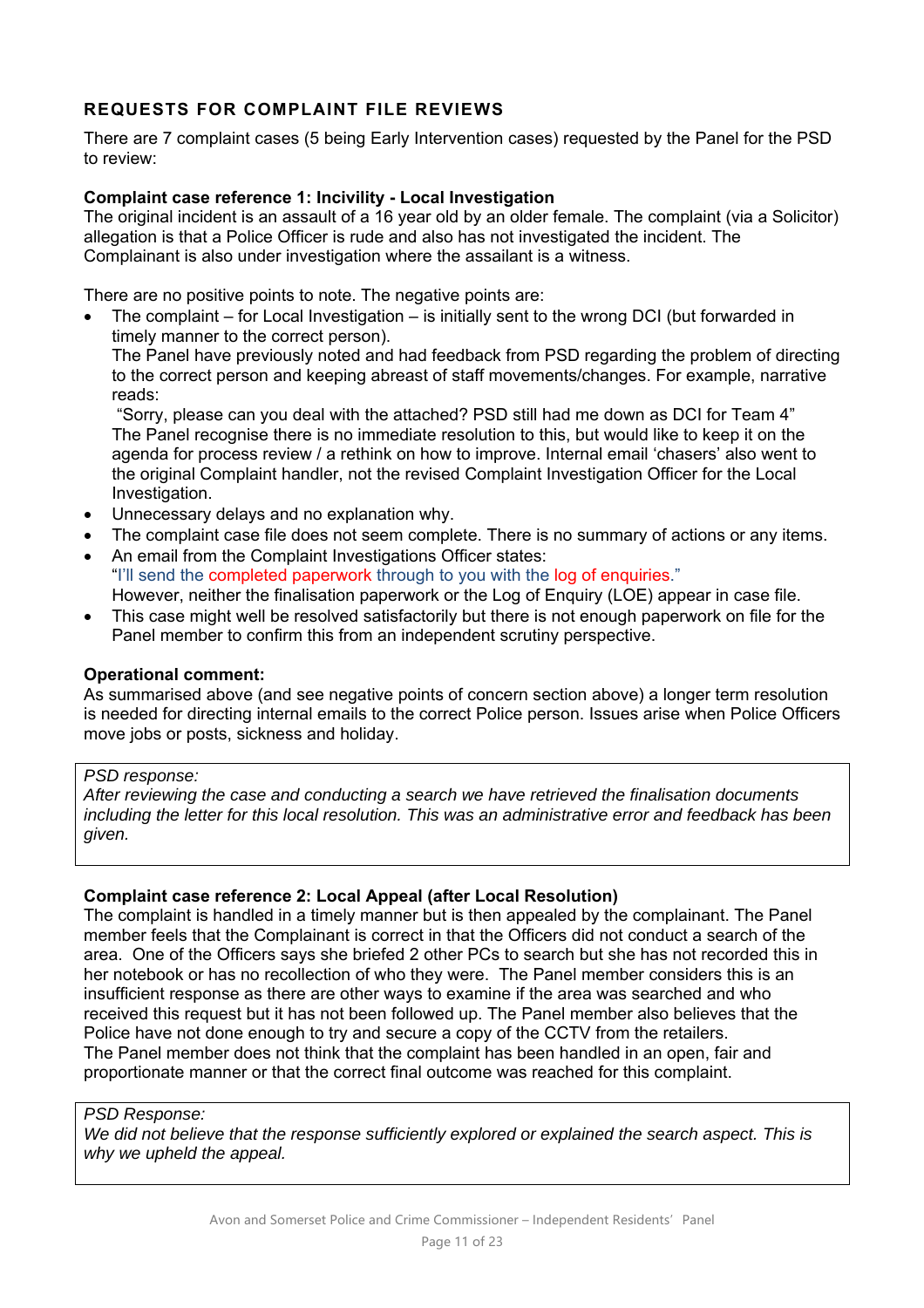## REQUESTS FOR COMPLAINT FILE REVIEWS

There are 7 complaint cases (5 being Early Intervention cases) requested by the Panel for the PSD to review:

**Complaint case reference 1: Incivility - Local Investigation**
The original incident is an assault of a 16 year old by an older female. The complaint (via a Solicitor) allegation is that a Police Officer is rude and also has not investigated the incident. The Complainant is also under investigation where the assailant is a witness.

There are no positive points to note. The negative points are:

- The complaint – for Local Investigation – is initially sent to the wrong DCI (but forwarded in timely manner to the correct person).
  The Panel have previously noted and had feedback from PSD regarding the problem of directing to the correct person and keeping abreast of staff movements/changes. For example, narrative reads:
  "Sorry, please can you deal with the attached? PSD still had me down as DCI for Team 4"
  The Panel recognise there is no immediate resolution to this, but would like to keep it on the agenda for process review / a rethink on how to improve. Internal email 'chasers' also went to the original Complaint handler, not the revised Complaint Investigation Officer for the Local Investigation.
- Unnecessary delays and no explanation why.
- The complaint case file does not seem complete. There is no summary of actions or any items.
- An email from the Complaint Investigations Officer states:
  "I'll send the completed paperwork through to you with the log of enquiries."
  However, neither the finalisation paperwork or the Log of Enquiry (LOE) appear in case file.
- This case might well be resolved satisfactorily but there is not enough paperwork on file for the Panel member to confirm this from an independent scrutiny perspective.

**Operational comment:**
As summarised above (and see negative points of concern section above) a longer term resolution is needed for directing internal emails to the correct Police person. Issues arise when Police Officers move jobs or posts, sickness and holiday.

> *PSD response:*
> *After reviewing the case and conducting a search we have retrieved the finalisation documents including the letter for this local resolution. This was an administrative error and feedback has been given.*

**Complaint case reference 2: Local Appeal (after Local Resolution)**
The complaint is handled in a timely manner but is then appealed by the complainant. The Panel member feels that the Complainant is correct in that the Officers did not conduct a search of the area. One of the Officers says she briefed 2 other PCs to search but she has not recorded this in her notebook or has no recollection of who they were. The Panel member considers this is an insufficient response as there are other ways to examine if the area was searched and who received this request but it has not been followed up. The Panel member also believes that the Police have not done enough to try and secure a copy of the CCTV from the retailers.
The Panel member does not think that the complaint has been handled in an open, fair and proportionate manner or that the correct final outcome was reached for this complaint.

> *PSD Response:*
> *We did not believe that the response sufficiently explored or explained the search aspect. This is why we upheld the appeal.*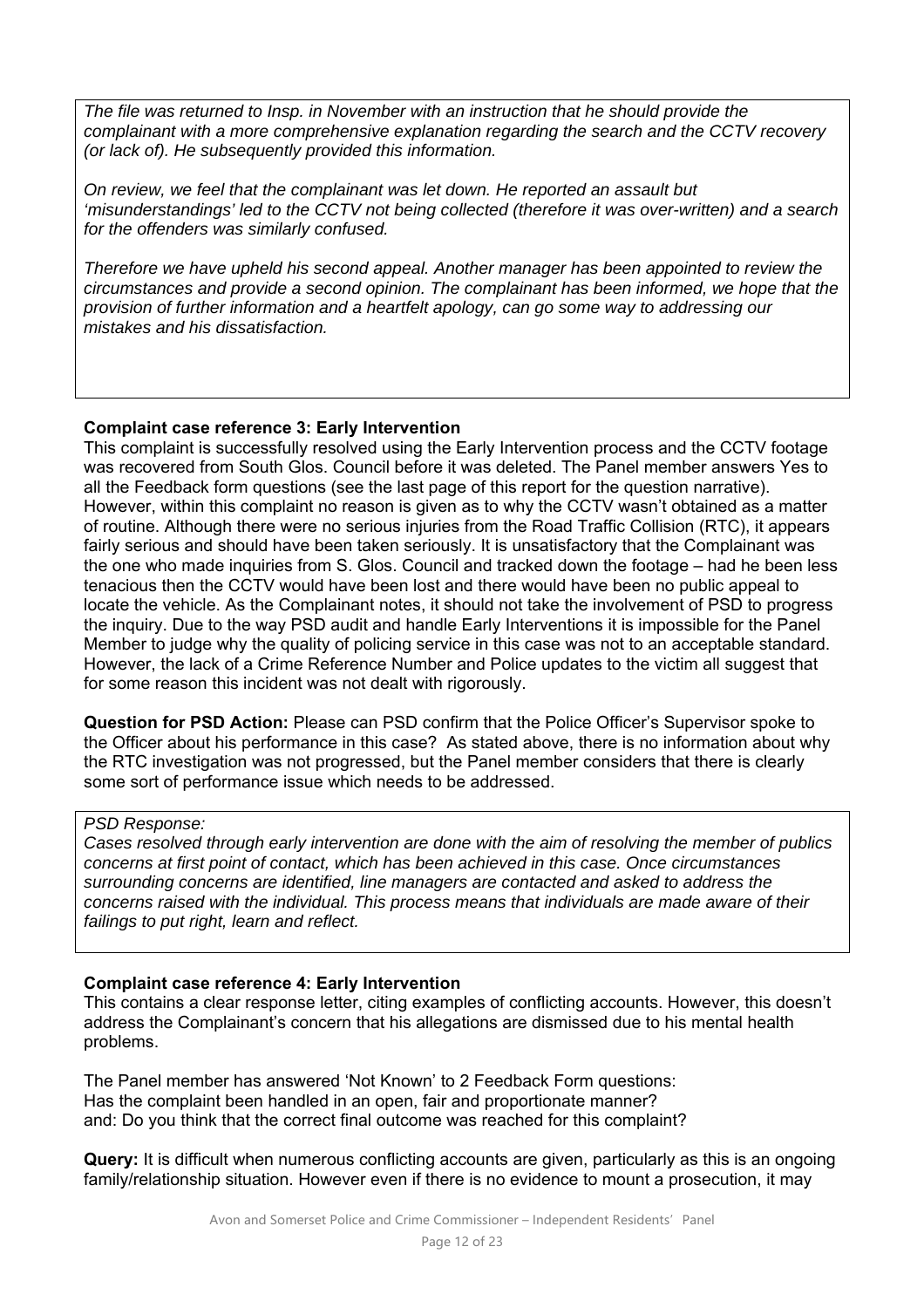*The file was returned to Insp. in November with an instruction that he should provide the complainant with a more comprehensive explanation regarding the search and the CCTV recovery (or lack of). He subsequently provided this information.*

*On review, we feel that the complainant was let down. He reported an assault but 'misunderstandings' led to the CCTV not being collected (therefore it was over-written) and a search for the offenders was similarly confused.*

*Therefore we have upheld his second appeal. Another manager has been appointed to review the circumstances and provide a second opinion. The complainant has been informed, we hope that the provision of further information and a heartfelt apology, can go some way to addressing our mistakes and his dissatisfaction.*

**Complaint case reference 3: Early Intervention**

This complaint is successfully resolved using the Early Intervention process and the CCTV footage was recovered from South Glos. Council before it was deleted. The Panel member answers Yes to all the Feedback form questions (see the last page of this report for the question narrative). However, within this complaint no reason is given as to why the CCTV wasn't obtained as a matter of routine. Although there were no serious injuries from the Road Traffic Collision (RTC), it appears fairly serious and should have been taken seriously. It is unsatisfactory that the Complainant was the one who made inquiries from S. Glos. Council and tracked down the footage – had he been less tenacious then the CCTV would have been lost and there would have been no public appeal to locate the vehicle. As the Complainant notes, it should not take the involvement of PSD to progress the inquiry. Due to the way PSD audit and handle Early Interventions it is impossible for the Panel Member to judge why the quality of policing service in this case was not to an acceptable standard. However, the lack of a Crime Reference Number and Police updates to the victim all suggest that for some reason this incident was not dealt with rigorously.

**Question for PSD Action:** Please can PSD confirm that the Police Officer's Supervisor spoke to the Officer about his performance in this case? As stated above, there is no information about why the RTC investigation was not progressed, but the Panel member considers that there is clearly some sort of performance issue which needs to be addressed.

*PSD Response:*
*Cases resolved through early intervention are done with the aim of resolving the member of publics concerns at first point of contact, which has been achieved in this case. Once circumstances surrounding concerns are identified, line managers are contacted and asked to address the concerns raised with the individual. This process means that individuals are made aware of their failings to put right, learn and reflect.*

**Complaint case reference 4: Early Intervention**

This contains a clear response letter, citing examples of conflicting accounts. However, this doesn't address the Complainant's concern that his allegations are dismissed due to his mental health problems.

The Panel member has answered 'Not Known' to 2 Feedback Form questions:
Has the complaint been handled in an open, fair and proportionate manner?
and: Do you think that the correct final outcome was reached for this complaint?

**Query:** It is difficult when numerous conflicting accounts are given, particularly as this is an ongoing family/relationship situation. However even if there is no evidence to mount a prosecution, it may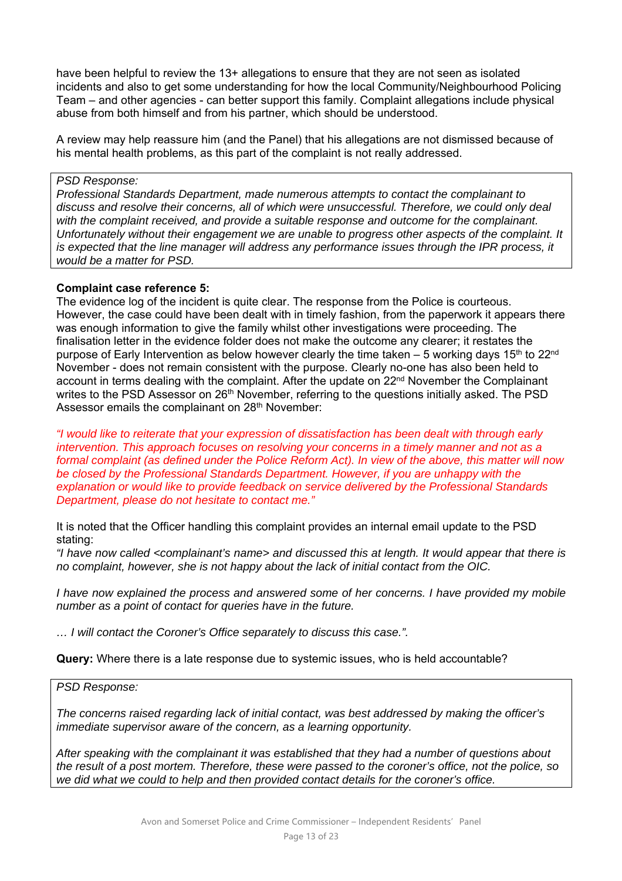have been helpful to review the 13+ allegations to ensure that they are not seen as isolated incidents and also to get some understanding for how the local Community/Neighbourhood Policing Team – and other agencies - can better support this family. Complaint allegations include physical abuse from both himself and from his partner, which should be understood.

A review may help reassure him (and the Panel) that his allegations are not dismissed because of his mental health problems, as this part of the complaint is not really addressed.

> *PSD Response:*
> *Professional Standards Department, made numerous attempts to contact the complainant to discuss and resolve their concerns, all of which were unsuccessful. Therefore, we could only deal with the complaint received, and provide a suitable response and outcome for the complainant. Unfortunately without their engagement we are unable to progress other aspects of the complaint. It is expected that the line manager will address any performance issues through the IPR process, it would be a matter for PSD.*

**Complaint case reference 5:**
The evidence log of the incident is quite clear. The response from the Police is courteous. However, the case could have been dealt with in timely fashion, from the paperwork it appears there was enough information to give the family whilst other investigations were proceeding. The finalisation letter in the evidence folder does not make the outcome any clearer; it restates the purpose of Early Intervention as below however clearly the time taken – 5 working days 15th to 22nd November - does not remain consistent with the purpose. Clearly no-one has also been held to account in terms dealing with the complaint. After the update on 22nd November the Complainant writes to the PSD Assessor on 26th November, referring to the questions initially asked. The PSD Assessor emails the complainant on 28th November:

*"I would like to reiterate that your expression of dissatisfaction has been dealt with through early intervention. This approach focuses on resolving your concerns in a timely manner and not as a formal complaint (as defined under the Police Reform Act). In view of the above, this matter will now be closed by the Professional Standards Department. However, if you are unhappy with the explanation or would like to provide feedback on service delivered by the Professional Standards Department, please do not hesitate to contact me."*

It is noted that the Officer handling this complaint provides an internal email update to the PSD stating:
*"I have now called <complainant's name> and discussed this at length. It would appear that there is no complaint, however, she is not happy about the lack of initial contact from the OIC.*

*I have now explained the process and answered some of her concerns. I have provided my mobile number as a point of contact for queries have in the future.*

*… I will contact the Coroner's Office separately to discuss this case.".*

**Query:** Where there is a late response due to systemic issues, who is held accountable?

> *PSD Response:*
>
> *The concerns raised regarding lack of initial contact, was best addressed by making the officer's immediate supervisor aware of the concern, as a learning opportunity.*
>
> *After speaking with the complainant it was established that they had a number of questions about the result of a post mortem. Therefore, these were passed to the coroner's office, not the police, so we did what we could to help and then provided contact details for the coroner's office.*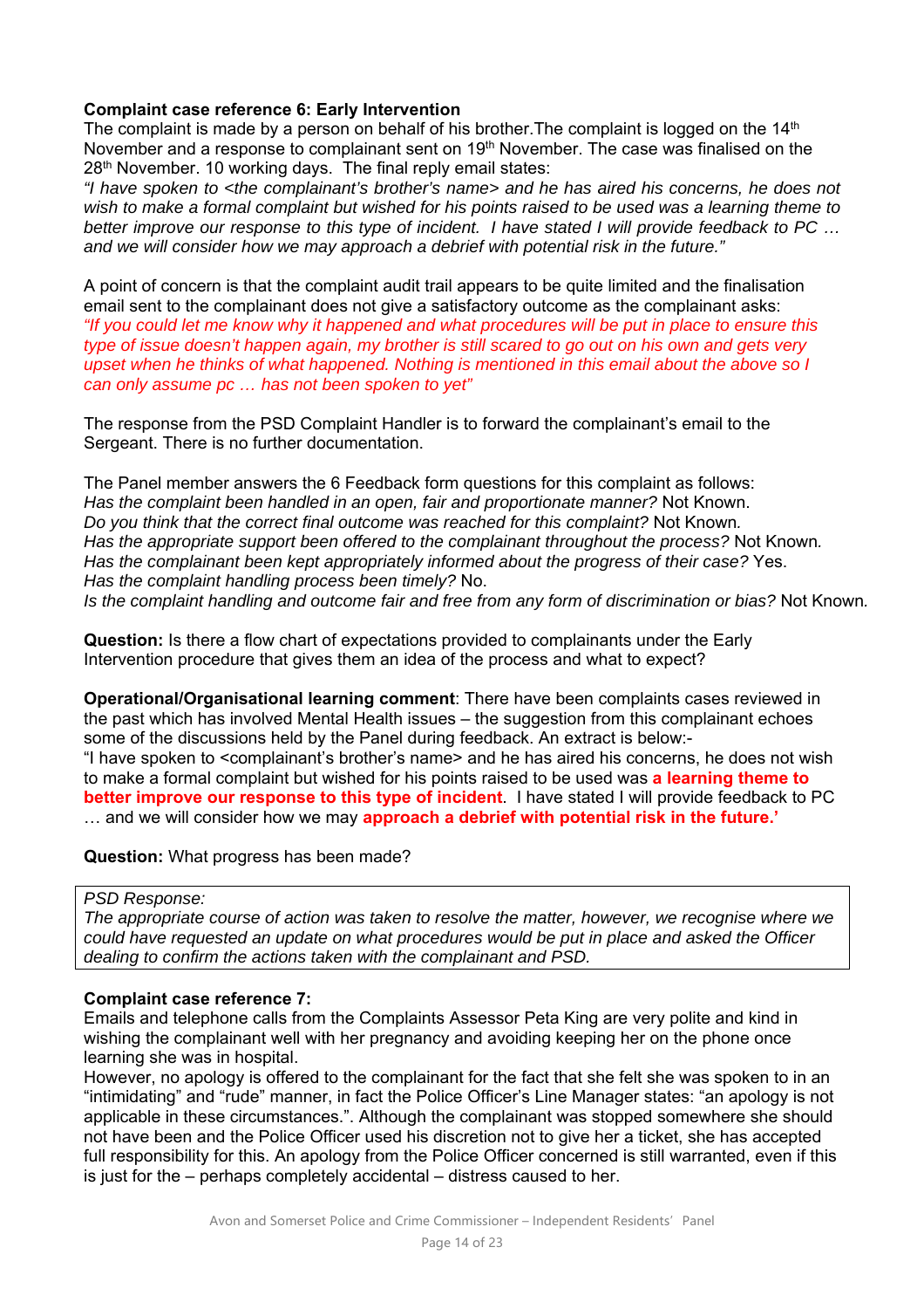**Complaint case reference 6: Early Intervention**

The complaint is made by a person on behalf of his brother.The complaint is logged on the 14th November and a response to complainant sent on 19th November. The case was finalised on the 28th November. 10 working days. The final reply email states:

*"I have spoken to <the complainant's brother's name> and he has aired his concerns, he does not wish to make a formal complaint but wished for his points raised to be used was a learning theme to better improve our response to this type of incident. I have stated I will provide feedback to PC … and we will consider how we may approach a debrief with potential risk in the future."*

A point of concern is that the complaint audit trail appears to be quite limited and the finalisation email sent to the complainant does not give a satisfactory outcome as the complainant asks:

*"If you could let me know why it happened and what procedures will be put in place to ensure this type of issue doesn't happen again, my brother is still scared to go out on his own and gets very upset when he thinks of what happened. Nothing is mentioned in this email about the above so I can only assume pc … has not been spoken to yet"*

The response from the PSD Complaint Handler is to forward the complainant's email to the Sergeant. There is no further documentation.

The Panel member answers the 6 Feedback form questions for this complaint as follows:
*Has the complaint been handled in an open, fair and proportionate manner?* Not Known.
*Do you think that the correct final outcome was reached for this complaint?* Not Known.
*Has the appropriate support been offered to the complainant throughout the process?* Not Known.
*Has the complainant been kept appropriately informed about the progress of their case?* Yes.
*Has the complaint handling process been timely?* No.
*Is the complaint handling and outcome fair and free from any form of discrimination or bias?* Not Known.

**Question:** Is there a flow chart of expectations provided to complainants under the Early Intervention procedure that gives them an idea of the process and what to expect?

**Operational/Organisational learning comment**: There have been complaints cases reviewed in the past which has involved Mental Health issues – the suggestion from this complainant echoes some of the discussions held by the Panel during feedback. An extract is below:-
"I have spoken to <complainant's brother's name> and he has aired his concerns, he does not wish to make a formal complaint but wished for his points raised to be used was **a learning theme to better improve our response to this type of incident**. I have stated I will provide feedback to PC … and we will consider how we may **approach a debrief with potential risk in the future.'**

**Question:** What progress has been made?

> *PSD Response:*
> *The appropriate course of action was taken to resolve the matter, however, we recognise where we could have requested an update on what procedures would be put in place and asked the Officer dealing to confirm the actions taken with the complainant and PSD.*

**Complaint case reference 7:**

Emails and telephone calls from the Complaints Assessor Peta King are very polite and kind in wishing the complainant well with her pregnancy and avoiding keeping her on the phone once learning she was in hospital.

However, no apology is offered to the complainant for the fact that she felt she was spoken to in an "intimidating" and "rude" manner, in fact the Police Officer's Line Manager states: "an apology is not applicable in these circumstances.". Although the complainant was stopped somewhere she should not have been and the Police Officer used his discretion not to give her a ticket, she has accepted full responsibility for this. An apology from the Police Officer concerned is still warranted, even if this is just for the – perhaps completely accidental – distress caused to her.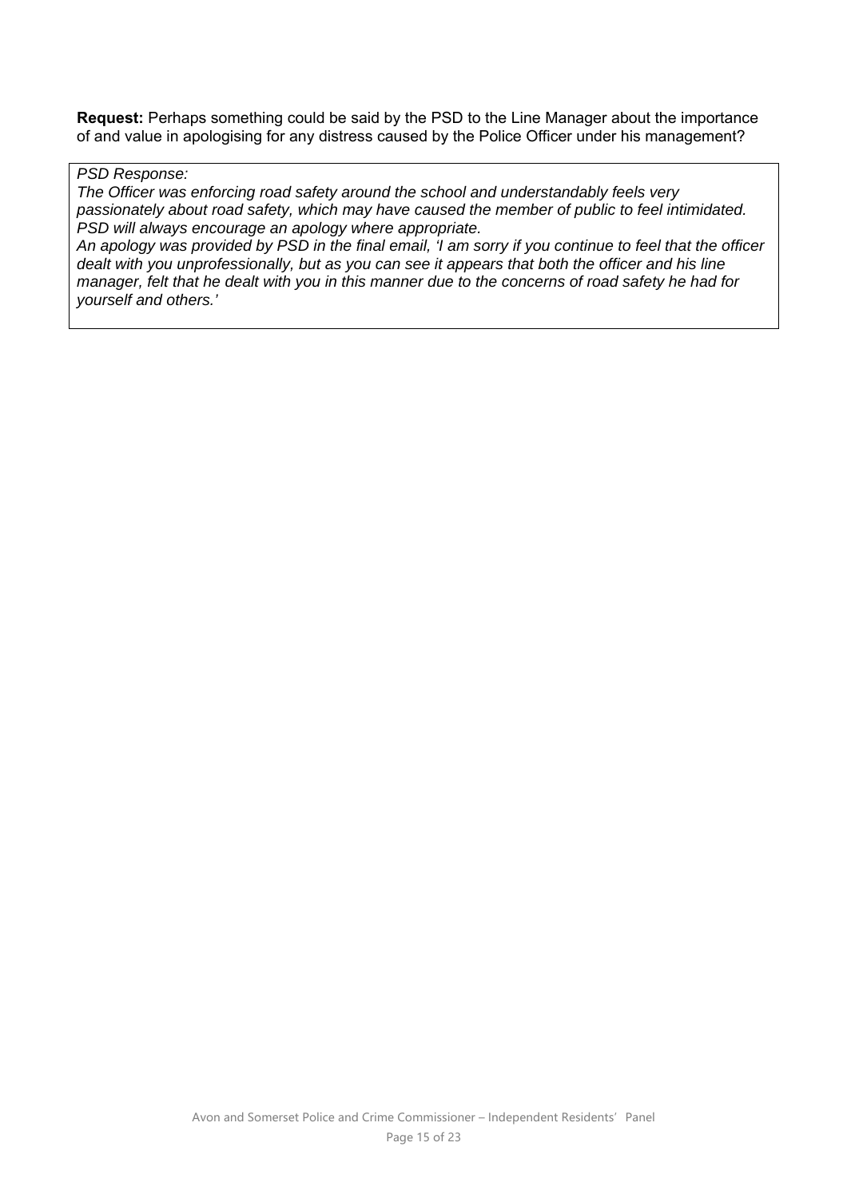**Request:** Perhaps something could be said by the PSD to the Line Manager about the importance of and value in apologising for any distress caused by the Police Officer under his management?

*PSD Response:*
*The Officer was enforcing road safety around the school and understandably feels very passionately about road safety, which may have caused the member of public to feel intimidated. PSD will always encourage an apology where appropriate.*
*An apology was provided by PSD in the final email, 'I am sorry if you continue to feel that the officer dealt with you unprofessionally, but as you can see it appears that both the officer and his line manager, felt that he dealt with you in this manner due to the concerns of road safety he had for yourself and others.'*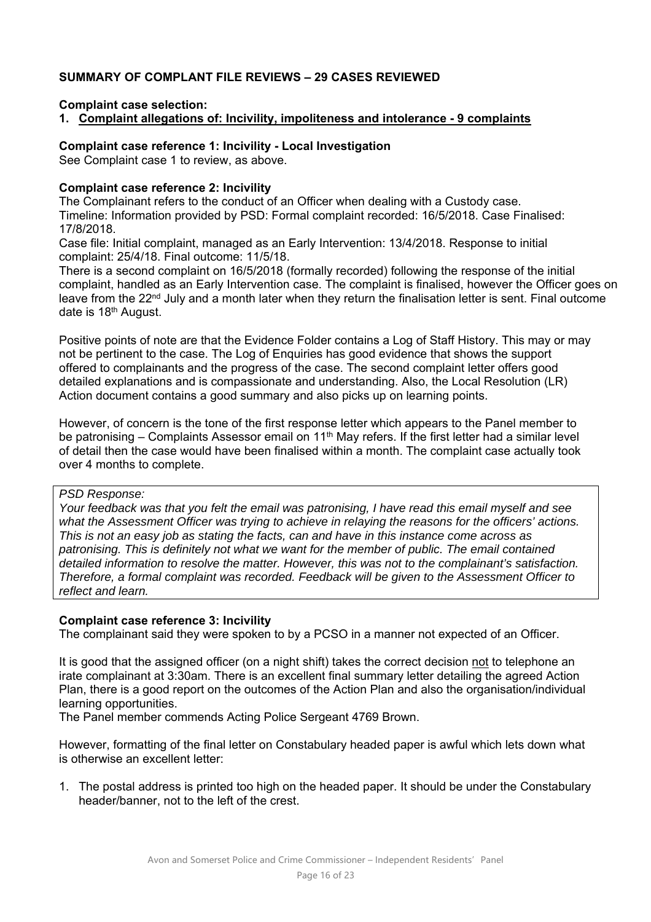**SUMMARY OF COMPLANT FILE REVIEWS – 29 CASES REVIEWED**

**Complaint case selection:**

**1. Complaint allegations of: Incivility, impoliteness and intolerance - 9 complaints**

**Complaint case reference 1: Incivility - Local Investigation**

See Complaint case 1 to review, as above.

**Complaint case reference 2: Incivility**

The Complainant refers to the conduct of an Officer when dealing with a Custody case.
Timeline: Information provided by PSD: Formal complaint recorded: 16/5/2018. Case Finalised: 17/8/2018.
Case file: Initial complaint, managed as an Early Intervention: 13/4/2018. Response to initial complaint: 25/4/18. Final outcome: 11/5/18.
There is a second complaint on 16/5/2018 (formally recorded) following the response of the initial complaint, handled as an Early Intervention case. The complaint is finalised, however the Officer goes on leave from the 22nd July and a month later when they return the finalisation letter is sent. Final outcome date is 18th August.

Positive points of note are that the Evidence Folder contains a Log of Staff History. This may or may not be pertinent to the case. The Log of Enquiries has good evidence that shows the support offered to complainants and the progress of the case. The second complaint letter offers good detailed explanations and is compassionate and understanding. Also, the Local Resolution (LR) Action document contains a good summary and also picks up on learning points.

However, of concern is the tone of the first response letter which appears to the Panel member to be patronising – Complaints Assessor email on 11th May refers. If the first letter had a similar level of detail then the case would have been finalised within a month. The complaint case actually took over 4 months to complete.

*PSD Response:*
*Your feedback was that you felt the email was patronising, I have read this email myself and see what the Assessment Officer was trying to achieve in relaying the reasons for the officers' actions. This is not an easy job as stating the facts, can and have in this instance come across as patronising. This is definitely not what we want for the member of public. The email contained detailed information to resolve the matter. However, this was not to the complainant's satisfaction. Therefore, a formal complaint was recorded. Feedback will be given to the Assessment Officer to reflect and learn.*

**Complaint case reference 3: Incivility**

The complainant said they were spoken to by a PCSO in a manner not expected of an Officer.

It is good that the assigned officer (on a night shift) takes the correct decision not to telephone an irate complainant at 3:30am. There is an excellent final summary letter detailing the agreed Action Plan, there is a good report on the outcomes of the Action Plan and also the organisation/individual learning opportunities.
The Panel member commends Acting Police Sergeant 4769 Brown.

However, formatting of the final letter on Constabulary headed paper is awful which lets down what is otherwise an excellent letter:

1. The postal address is printed too high on the headed paper. It should be under the Constabulary header/banner, not to the left of the crest.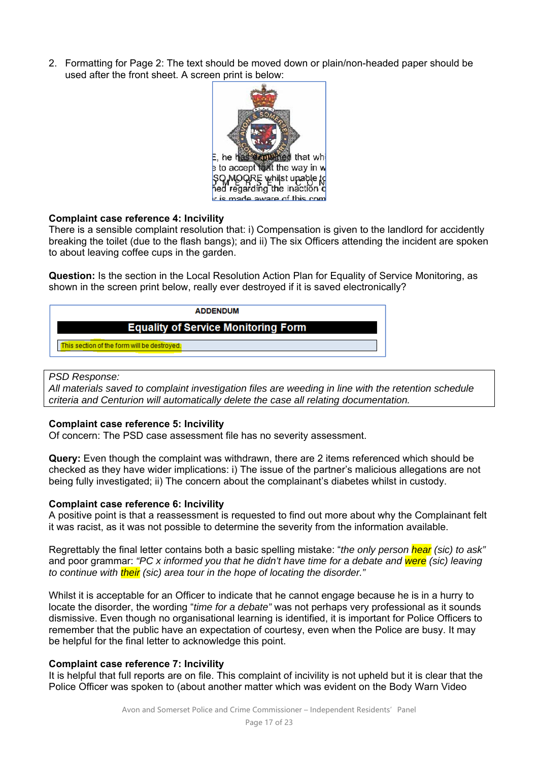2. Formatting for Page 2: The text should be moved down or plain/non-headed paper should be used after the front sheet. A screen print is below:

**Complaint case reference 4: Incivility**
There is a sensible complaint resolution that: i) Compensation is given to the landlord for accidently breaking the toilet (due to the flash bangs); and ii) The six Officers attending the incident are spoken to about leaving coffee cups in the garden.

**Question:** Is the section in the Local Resolution Action Plan for Equality of Service Monitoring, as shown in the screen print below, really ever destroyed if it is saved electronically?

| ADDENDUM |
| --- |
| **Equality of Service Monitoring Form** |
| This section of the form will be destroyed. |

*PSD Response:*
*All materials saved to complaint investigation files are weeding in line with the retention schedule criteria and Centurion will automatically delete the case all relating documentation.*

**Complaint case reference 5: Incivility**
Of concern: The PSD case assessment file has no severity assessment.

**Query:** Even though the complaint was withdrawn, there are 2 items referenced which should be checked as they have wider implications: i) The issue of the partner's malicious allegations are not being fully investigated; ii) The concern about the complainant's diabetes whilst in custody.

**Complaint case reference 6: Incivility**
A positive point is that a reassessment is requested to find out more about why the Complainant felt it was racist, as it was not possible to determine the severity from the information available.

Regrettably the final letter contains both a basic spelling mistake: "*the only person hear (sic) to ask*" and poor grammar: *"PC x informed you that he didn't have time for a debate and were (sic) leaving to continue with their (sic) area tour in the hope of locating the disorder."*

Whilst it is acceptable for an Officer to indicate that he cannot engage because he is in a hurry to locate the disorder, the wording "*time for a debate*" was not perhaps very professional as it sounds dismissive. Even though no organisational learning is identified, it is important for Police Officers to remember that the public have an expectation of courtesy, even when the Police are busy. It may be helpful for the final letter to acknowledge this point.

**Complaint case reference 7: Incivility**
It is helpful that full reports are on file. This complaint of incivility is not upheld but it is clear that the Police Officer was spoken to (about another matter which was evident on the Body Warn Video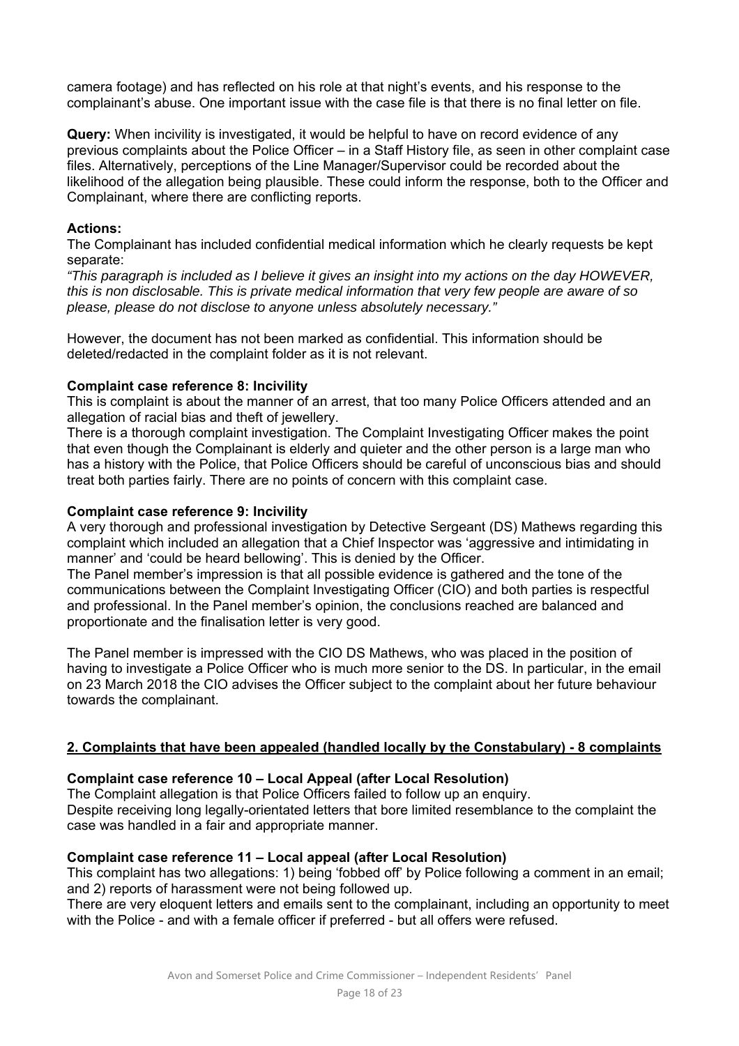camera footage) and has reflected on his role at that night's events, and his response to the complainant's abuse. One important issue with the case file is that there is no final letter on file.

**Query:** When incivility is investigated, it would be helpful to have on record evidence of any previous complaints about the Police Officer – in a Staff History file, as seen in other complaint case files. Alternatively, perceptions of the Line Manager/Supervisor could be recorded about the likelihood of the allegation being plausible. These could inform the response, both to the Officer and Complainant, where there are conflicting reports.

**Actions:**

The Complainant has included confidential medical information which he clearly requests be kept separate:

*"This paragraph is included as I believe it gives an insight into my actions on the day HOWEVER, this is non disclosable. This is private medical information that very few people are aware of so please, please do not disclose to anyone unless absolutely necessary."*

However, the document has not been marked as confidential. This information should be deleted/redacted in the complaint folder as it is not relevant.

**Complaint case reference 8: Incivility**

This is complaint is about the manner of an arrest, that too many Police Officers attended and an allegation of racial bias and theft of jewellery.

There is a thorough complaint investigation. The Complaint Investigating Officer makes the point that even though the Complainant is elderly and quieter and the other person is a large man who has a history with the Police, that Police Officers should be careful of unconscious bias and should treat both parties fairly. There are no points of concern with this complaint case.

**Complaint case reference 9: Incivility**

A very thorough and professional investigation by Detective Sergeant (DS) Mathews regarding this complaint which included an allegation that a Chief Inspector was 'aggressive and intimidating in manner' and 'could be heard bellowing'. This is denied by the Officer.

The Panel member's impression is that all possible evidence is gathered and the tone of the communications between the Complaint Investigating Officer (CIO) and both parties is respectful and professional. In the Panel member's opinion, the conclusions reached are balanced and proportionate and the finalisation letter is very good.

The Panel member is impressed with the CIO DS Mathews, who was placed in the position of having to investigate a Police Officer who is much more senior to the DS. In particular, in the email on 23 March 2018 the CIO advises the Officer subject to the complaint about her future behaviour towards the complainant.

## 2. Complaints that have been appealed (handled locally by the Constabulary) - 8 complaints

**Complaint case reference 10 – Local Appeal (after Local Resolution)**

The Complaint allegation is that Police Officers failed to follow up an enquiry.

Despite receiving long legally-orientated letters that bore limited resemblance to the complaint the case was handled in a fair and appropriate manner.

**Complaint case reference 11 – Local appeal (after Local Resolution)**

This complaint has two allegations: 1) being 'fobbed off' by Police following a comment in an email; and 2) reports of harassment were not being followed up.

There are very eloquent letters and emails sent to the complainant, including an opportunity to meet with the Police - and with a female officer if preferred - but all offers were refused.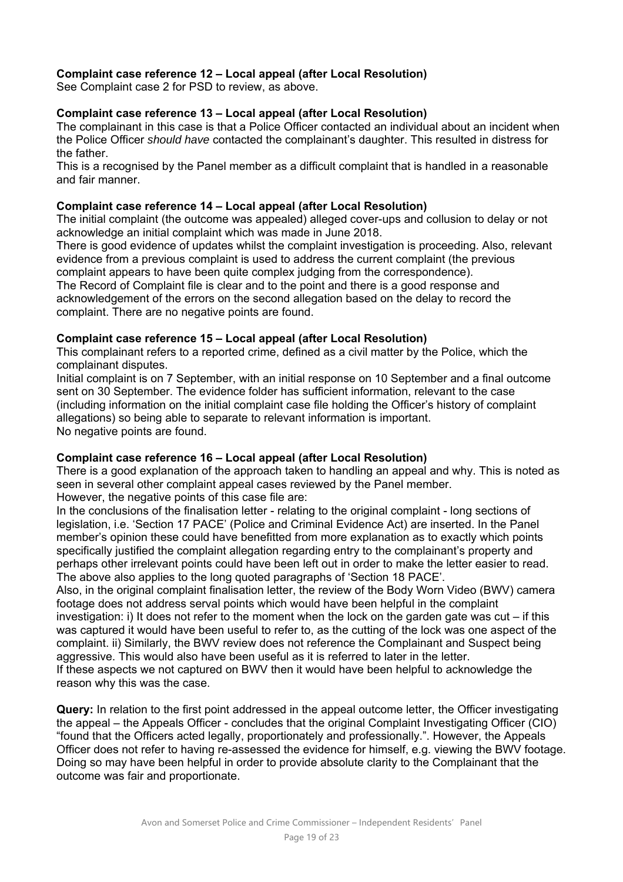**Complaint case reference 12 – Local appeal (after Local Resolution)**
See Complaint case 2 for PSD to review, as above.

**Complaint case reference 13 – Local appeal (after Local Resolution)**
The complainant in this case is that a Police Officer contacted an individual about an incident when the Police Officer *should have* contacted the complainant's daughter. This resulted in distress for the father.
This is a recognised by the Panel member as a difficult complaint that is handled in a reasonable and fair manner.

**Complaint case reference 14 – Local appeal (after Local Resolution)**
The initial complaint (the outcome was appealed) alleged cover-ups and collusion to delay or not acknowledge an initial complaint which was made in June 2018.
There is good evidence of updates whilst the complaint investigation is proceeding. Also, relevant evidence from a previous complaint is used to address the current complaint (the previous complaint appears to have been quite complex judging from the correspondence).
The Record of Complaint file is clear and to the point and there is a good response and acknowledgement of the errors on the second allegation based on the delay to record the complaint. There are no negative points are found.

**Complaint case reference 15 – Local appeal (after Local Resolution)**
This complainant refers to a reported crime, defined as a civil matter by the Police, which the complainant disputes.
Initial complaint is on 7 September, with an initial response on 10 September and a final outcome sent on 30 September. The evidence folder has sufficient information, relevant to the case (including information on the initial complaint case file holding the Officer's history of complaint allegations) so being able to separate to relevant information is important.
No negative points are found.

**Complaint case reference 16 – Local appeal (after Local Resolution)**
There is a good explanation of the approach taken to handling an appeal and why. This is noted as seen in several other complaint appeal cases reviewed by the Panel member.
However, the negative points of this case file are:
In the conclusions of the finalisation letter - relating to the original complaint - long sections of legislation, i.e. 'Section 17 PACE' (Police and Criminal Evidence Act) are inserted. In the Panel member's opinion these could have benefitted from more explanation as to exactly which points specifically justified the complaint allegation regarding entry to the complainant's property and perhaps other irrelevant points could have been left out in order to make the letter easier to read. The above also applies to the long quoted paragraphs of 'Section 18 PACE'.
Also, in the original complaint finalisation letter, the review of the Body Worn Video (BWV) camera footage does not address serval points which would have been helpful in the complaint investigation: i) It does not refer to the moment when the lock on the garden gate was cut – if this was captured it would have been useful to refer to, as the cutting of the lock was one aspect of the complaint. ii) Similarly, the BWV review does not reference the Complainant and Suspect being aggressive. This would also have been useful as it is referred to later in the letter.
If these aspects we not captured on BWV then it would have been helpful to acknowledge the reason why this was the case.

**Query:** In relation to the first point addressed in the appeal outcome letter, the Officer investigating the appeal – the Appeals Officer - concludes that the original Complaint Investigating Officer (CIO) "found that the Officers acted legally, proportionately and professionally.". However, the Appeals Officer does not refer to having re-assessed the evidence for himself, e.g. viewing the BWV footage. Doing so may have been helpful in order to provide absolute clarity to the Complainant that the outcome was fair and proportionate.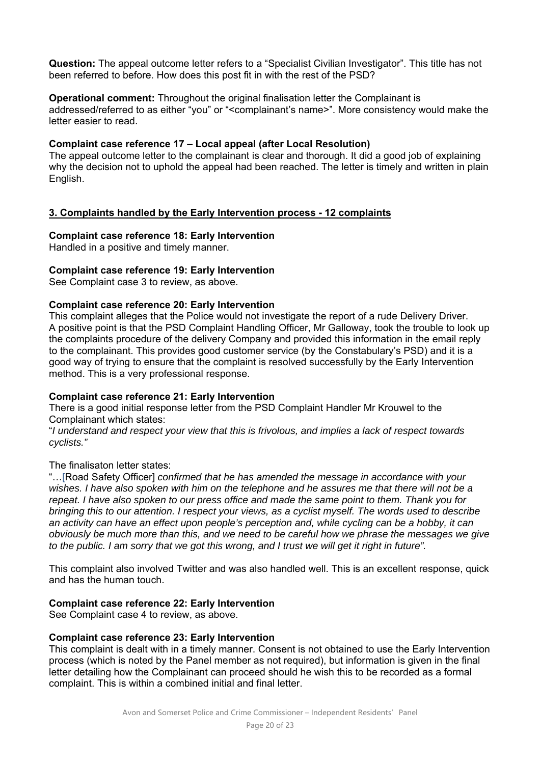**Question:** The appeal outcome letter refers to a "Specialist Civilian Investigator". This title has not been referred to before. How does this post fit in with the rest of the PSD?

**Operational comment:** Throughout the original finalisation letter the Complainant is addressed/referred to as either "you" or "<complainant's name>". More consistency would make the letter easier to read.

**Complaint case reference 17 – Local appeal (after Local Resolution)**
The appeal outcome letter to the complainant is clear and thorough. It did a good job of explaining why the decision not to uphold the appeal had been reached. The letter is timely and written in plain English.

## 3. Complaints handled by the Early Intervention process - 12 complaints

**Complaint case reference 18: Early Intervention**
Handled in a positive and timely manner.

**Complaint case reference 19: Early Intervention**
See Complaint case 3 to review, as above.

**Complaint case reference 20: Early Intervention**
This complaint alleges that the Police would not investigate the report of a rude Delivery Driver. A positive point is that the PSD Complaint Handling Officer, Mr Galloway, took the trouble to look up the complaints procedure of the delivery Company and provided this information in the email reply to the complainant. This provides good customer service (by the Constabulary's PSD) and it is a good way of trying to ensure that the complaint is resolved successfully by the Early Intervention method. This is a very professional response.

**Complaint case reference 21: Early Intervention**
There is a good initial response letter from the PSD Complaint Handler Mr Krouwel to the Complainant which states:
"*I understand and respect your view that this is frivolous, and implies a lack of respect towards cyclists."*

The finalisaton letter states:
"…[Road Safety Officer] *confirmed that he has amended the message in accordance with your wishes. I have also spoken with him on the telephone and he assures me that there will not be a repeat. I have also spoken to our press office and made the same point to them. Thank you for bringing this to our attention. I respect your views, as a cyclist myself. The words used to describe an activity can have an effect upon people's perception and, while cycling can be a hobby, it can obviously be much more than this, and we need to be careful how we phrase the messages we give to the public. I am sorry that we got this wrong, and I trust we will get it right in future".*

This complaint also involved Twitter and was also handled well. This is an excellent response, quick and has the human touch.

**Complaint case reference 22: Early Intervention**
See Complaint case 4 to review, as above.

**Complaint case reference 23: Early Intervention**
This complaint is dealt with in a timely manner. Consent is not obtained to use the Early Intervention process (which is noted by the Panel member as not required), but information is given in the final letter detailing how the Complainant can proceed should he wish this to be recorded as a formal complaint. This is within a combined initial and final letter.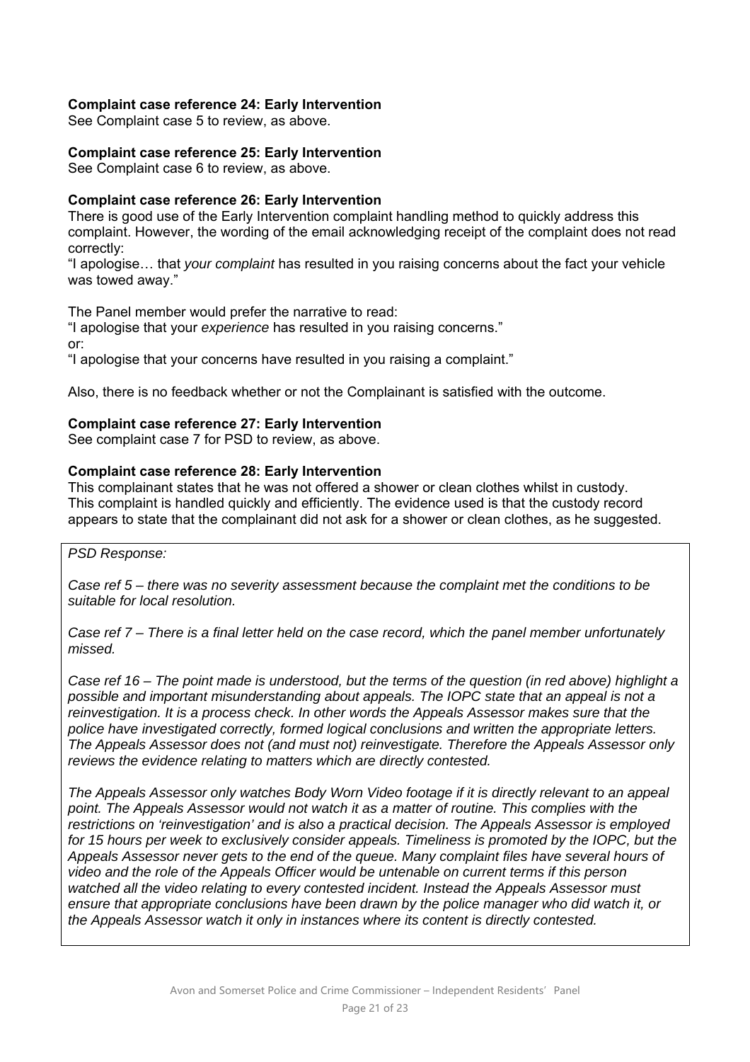**Complaint case reference 24: Early Intervention**
See Complaint case 5 to review, as above.

**Complaint case reference 25: Early Intervention**
See Complaint case 6 to review, as above.

**Complaint case reference 26: Early Intervention**
There is good use of the Early Intervention complaint handling method to quickly address this complaint. However, the wording of the email acknowledging receipt of the complaint does not read correctly:
"I apologise… that *your complaint* has resulted in you raising concerns about the fact your vehicle was towed away."

The Panel member would prefer the narrative to read:
"I apologise that your *experience* has resulted in you raising concerns."
or:
"I apologise that your concerns have resulted in you raising a complaint."

Also, there is no feedback whether or not the Complainant is satisfied with the outcome.

**Complaint case reference 27: Early Intervention**
See complaint case 7 for PSD to review, as above.

**Complaint case reference 28: Early Intervention**
This complainant states that he was not offered a shower or clean clothes whilst in custody. This complaint is handled quickly and efficiently. The evidence used is that the custody record appears to state that the complainant did not ask for a shower or clean clothes, as he suggested.

*PSD Response:*

*Case ref 5 – there was no severity assessment because the complaint met the conditions to be suitable for local resolution.*

*Case ref 7 – There is a final letter held on the case record, which the panel member unfortunately missed.*

*Case ref 16 – The point made is understood, but the terms of the question (in red above) highlight a possible and important misunderstanding about appeals. The IOPC state that an appeal is not a reinvestigation. It is a process check. In other words the Appeals Assessor makes sure that the police have investigated correctly, formed logical conclusions and written the appropriate letters. The Appeals Assessor does not (and must not) reinvestigate. Therefore the Appeals Assessor only reviews the evidence relating to matters which are directly contested.*

*The Appeals Assessor only watches Body Worn Video footage if it is directly relevant to an appeal point. The Appeals Assessor would not watch it as a matter of routine. This complies with the restrictions on 'reinvestigation' and is also a practical decision. The Appeals Assessor is employed for 15 hours per week to exclusively consider appeals. Timeliness is promoted by the IOPC, but the Appeals Assessor never gets to the end of the queue. Many complaint files have several hours of video and the role of the Appeals Officer would be untenable on current terms if this person watched all the video relating to every contested incident. Instead the Appeals Assessor must ensure that appropriate conclusions have been drawn by the police manager who did watch it, or the Appeals Assessor watch it only in instances where its content is directly contested.*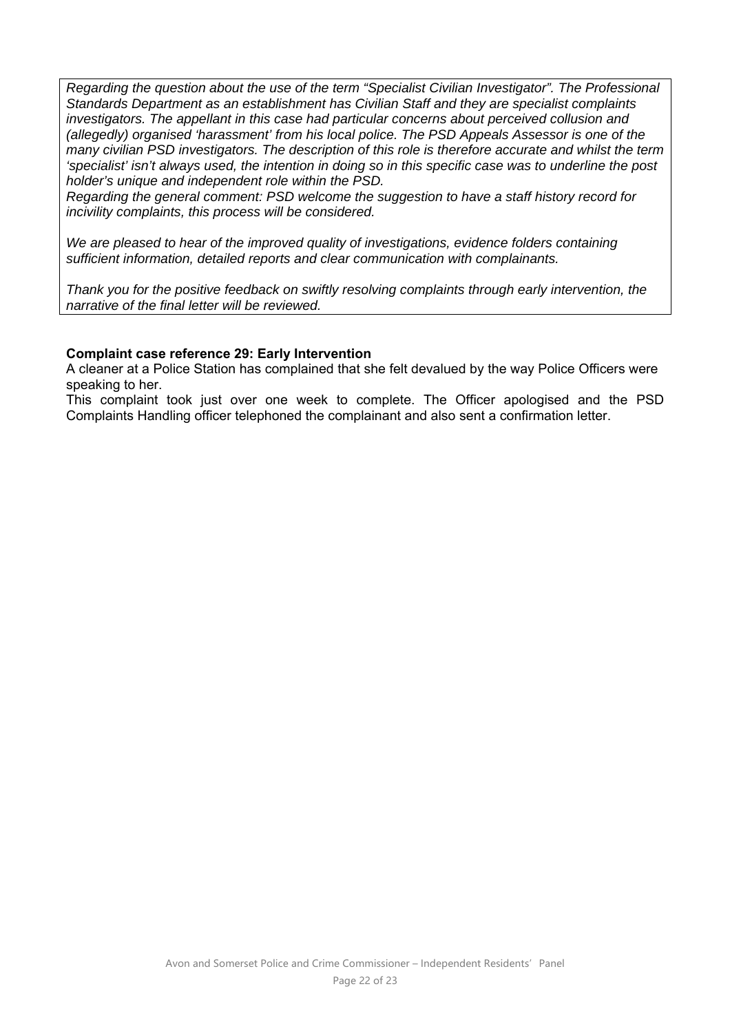*Regarding the question about the use of the term “Specialist Civilian Investigator”. The Professional Standards Department as an establishment has Civilian Staff and they are specialist complaints investigators. The appellant in this case had particular concerns about perceived collusion and (allegedly) organised ‘harassment’ from his local police. The PSD Appeals Assessor is one of the many civilian PSD investigators. The description of this role is therefore accurate and whilst the term ‘specialist’ isn’t always used, the intention in doing so in this specific case was to underline the post holder’s unique and independent role within the PSD.*
*Regarding the general comment: PSD welcome the suggestion to have a staff history record for incivility complaints, this process will be considered.*

*We are pleased to hear of the improved quality of investigations, evidence folders containing sufficient information, detailed reports and clear communication with complainants.*

*Thank you for the positive feedback on swiftly resolving complaints through early intervention, the narrative of the final letter will be reviewed.*

**Complaint case reference 29: Early Intervention**

A cleaner at a Police Station has complained that she felt devalued by the way Police Officers were speaking to her.

This complaint took just over one week to complete. The Officer apologised and the PSD Complaints Handling officer telephoned the complainant and also sent a confirmation letter.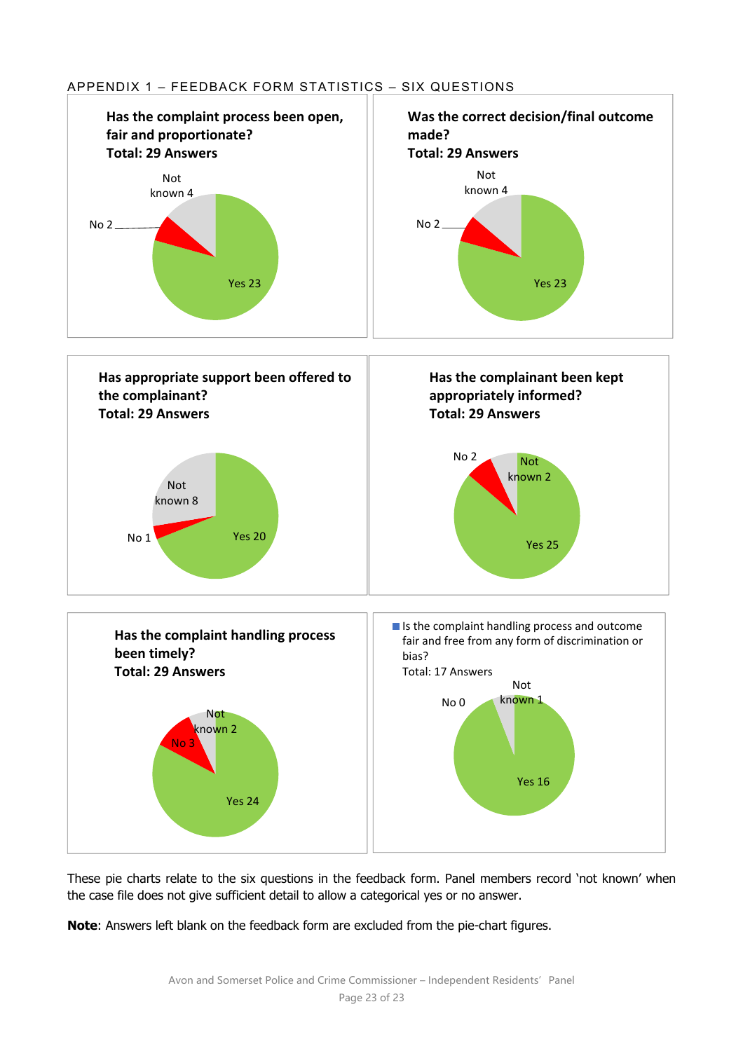APPENDIX 1 – FEEDBACK FORM STATISTICS – SIX QUESTIONS

**Has the complaint process been open, fair and proportionate?**
**Total: 29 Answers**

Not known 4
No 2
Yes 23

**Was the correct decision/final outcome made?**
**Total: 29 Answers**

Not known 4
No 2
Yes 23

**Has appropriate support been offered to the complainant?**
**Total: 29 Answers**

Not known 8
No 1
Yes 20

**Has the complainant been kept appropriately informed?**
**Total: 29 Answers**

No 2
Not known 2
Yes 25

**Has the complaint handling process been timely?**
**Total: 29 Answers**

Not known 2
No 3
Yes 24

Is the complaint handling process and outcome fair and free from any form of discrimination or bias?
Total: 17 Answers

Not known 1
No 0
Yes 16

These pie charts relate to the six questions in the feedback form. Panel members record 'not known' when the case file does not give sufficient detail to allow a categorical yes or no answer.

**Note**: Answers left blank on the feedback form are excluded from the pie-chart figures.